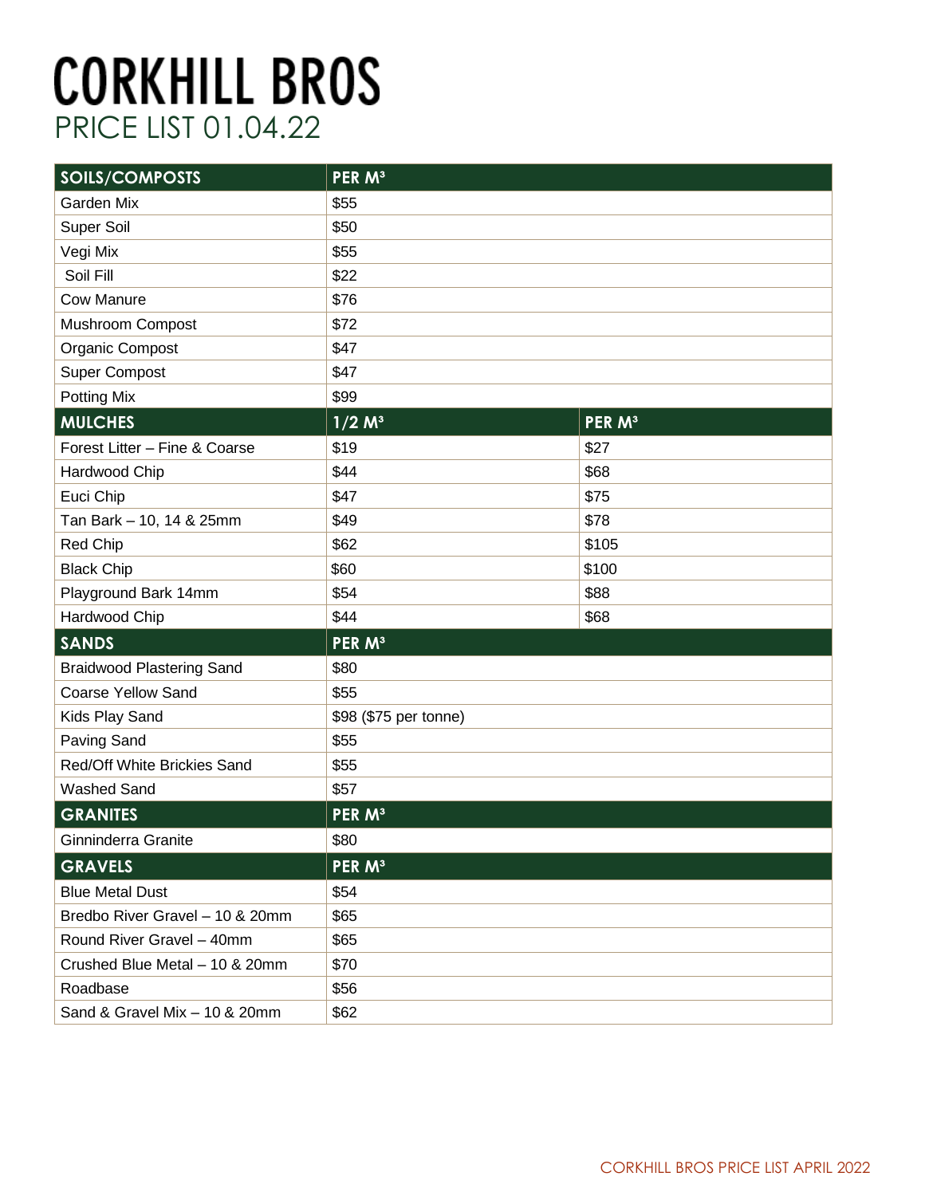# CORKHILL BROS

## PRICE LIST 01.04.22

| SOILS/COMPOSTS | PER M³ | |
|---|---|---|
| Garden Mix | $55 | |
| Super Soil | $50 | |
| Vegi Mix | $55 | |
| Soil Fill | $22 | |
| Cow Manure | $76 | |
| Mushroom Compost | $72 | |
| Organic Compost | $47 | |
| Super Compost | $47 | |
| Potting Mix | $99 | |
| **MULCHES** | **1/2 M³** | **PER M³** |
| Forest Litter – Fine & Coarse | $19 | $27 |
| Hardwood Chip | $44 | $68 |
| Euci Chip | $47 | $75 |
| Tan Bark – 10, 14 & 25mm | $49 | $78 |
| Red Chip | $62 | $105 |
| Black Chip | $60 | $100 |
| Playground Bark 14mm | $54 | $88 |
| Hardwood Chip | $44 | $68 |
| **SANDS** | **PER M³** | |
| Braidwood Plastering Sand | $80 | |
| Coarse Yellow Sand | $55 | |
| Kids Play Sand | $98 ($75 per tonne) | |
| Paving Sand | $55 | |
| Red/Off White Brickies Sand | $55 | |
| Washed Sand | $57 | |
| **GRANITES** | **PER M³** | |
| Ginninderra Granite | $80 | |
| **GRAVELS** | **PER M³** | |
| Blue Metal Dust | $54 | |
| Bredbo River Gravel – 10 & 20mm | $65 | |
| Round River Gravel – 40mm | $65 | |
| Crushed Blue Metal – 10 & 20mm | $70 | |
| Roadbase | $56 | |
| Sand & Gravel Mix – 10 & 20mm | $62 | |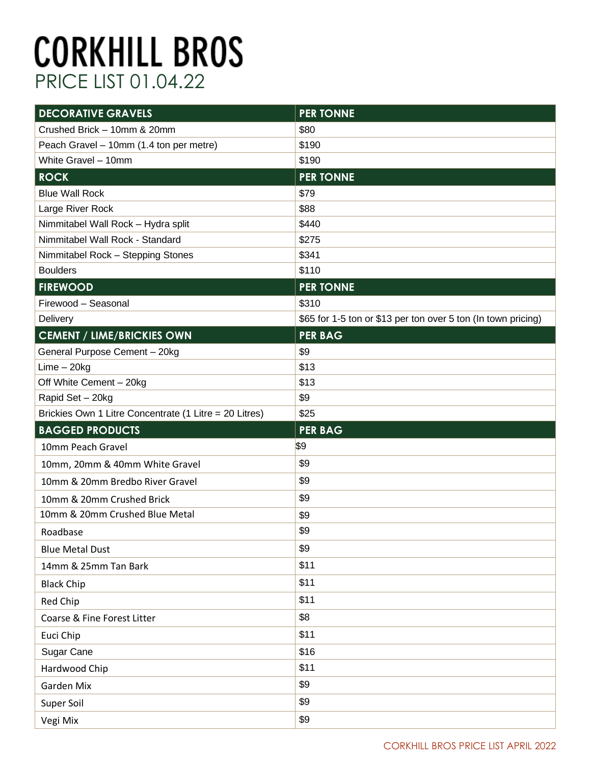# CORKHILL BROS

## PRICE LIST 01.04.22

| DECORATIVE GRAVELS | PER TONNE |
|---|---|
| Crushed Brick – 10mm & 20mm | $80 |
| Peach Gravel – 10mm (1.4 ton per metre) | $190 |
| White Gravel – 10mm | $190 |
| **ROCK** | **PER TONNE** |
| Blue Wall Rock | $79 |
| Large River Rock | $88 |
| Nimmitabel Wall Rock – Hydra split | $440 |
| Nimmitabel Wall Rock - Standard | $275 |
| Nimmitabel Rock – Stepping Stones | $341 |
| Boulders | $110 |
| **FIREWOOD** | **PER TONNE** |
| Firewood – Seasonal | $310 |
| Delivery | $65 for 1-5 ton or $13 per ton over 5 ton (In town pricing) |
| **CEMENT / LIME/BRICKIES OWN** | **PER BAG** |
| General Purpose Cement – 20kg | $9 |
| Lime – 20kg | $13 |
| Off White Cement – 20kg | $13 |
| Rapid Set – 20kg | $9 |
| Brickies Own 1 Litre Concentrate (1 Litre = 20 Litres) | $25 |
| **BAGGED PRODUCTS** | **PER BAG** |
| 10mm Peach Gravel | $9 |
| 10mm, 20mm & 40mm White Gravel | $9 |
| 10mm & 20mm Bredbo River Gravel | $9 |
| 10mm & 20mm Crushed Brick | $9 |
| 10mm & 20mm Crushed Blue Metal | $9 |
| Roadbase | $9 |
| Blue Metal Dust | $9 |
| 14mm & 25mm Tan Bark | $11 |
| Black Chip | $11 |
| Red Chip | $11 |
| Coarse & Fine Forest Litter | $8 |
| Euci Chip | $11 |
| Sugar Cane | $16 |
| Hardwood Chip | $11 |
| Garden Mix | $9 |
| Super Soil | $9 |
| Vegi Mix | $9 |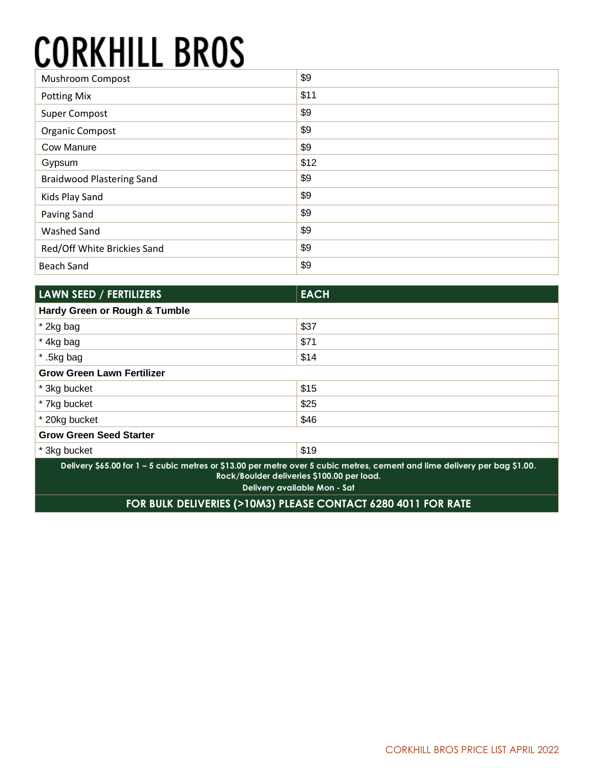# CORKHILL BROS

| | |
|---|---|
| Mushroom Compost | $9 |
| Potting Mix | $11 |
| Super Compost | $9 |
| Organic Compost | $9 |
| Cow Manure | $9 |
| Gypsum | $12 |
| Braidwood Plastering Sand | $9 |
| Kids Play Sand | $9 |
| Paving Sand | $9 |
| Washed Sand | $9 |
| Red/Off White Brickies Sand | $9 |
| Beach Sand | $9 |

| LAWN SEED / FERTILIZERS | EACH |
|---|---|
| **Hardy Green or Rough & Tumble** | |
| * 2kg bag | $37 |
| * 4kg bag | $71 |
| * .5kg bag | $14 |
| **Grow Green Lawn Fertilizer** | |
| * 3kg bucket | $15 |
| * 7kg bucket | $25 |
| * 20kg bucket | $46 |
| **Grow Green Seed Starter** | |
| * 3kg bucket | $19 |

**Delivery $65.00 for 1 – 5 cubic metres or $13.00 per metre over 5 cubic metres, cement and lime delivery per bag $1.00. Rock/Boulder deliveries $100.00 per load.**

**Delivery available Mon - Sat**

**FOR BULK DELIVERIES (>10M3) PLEASE CONTACT 6280 4011 FOR RATE**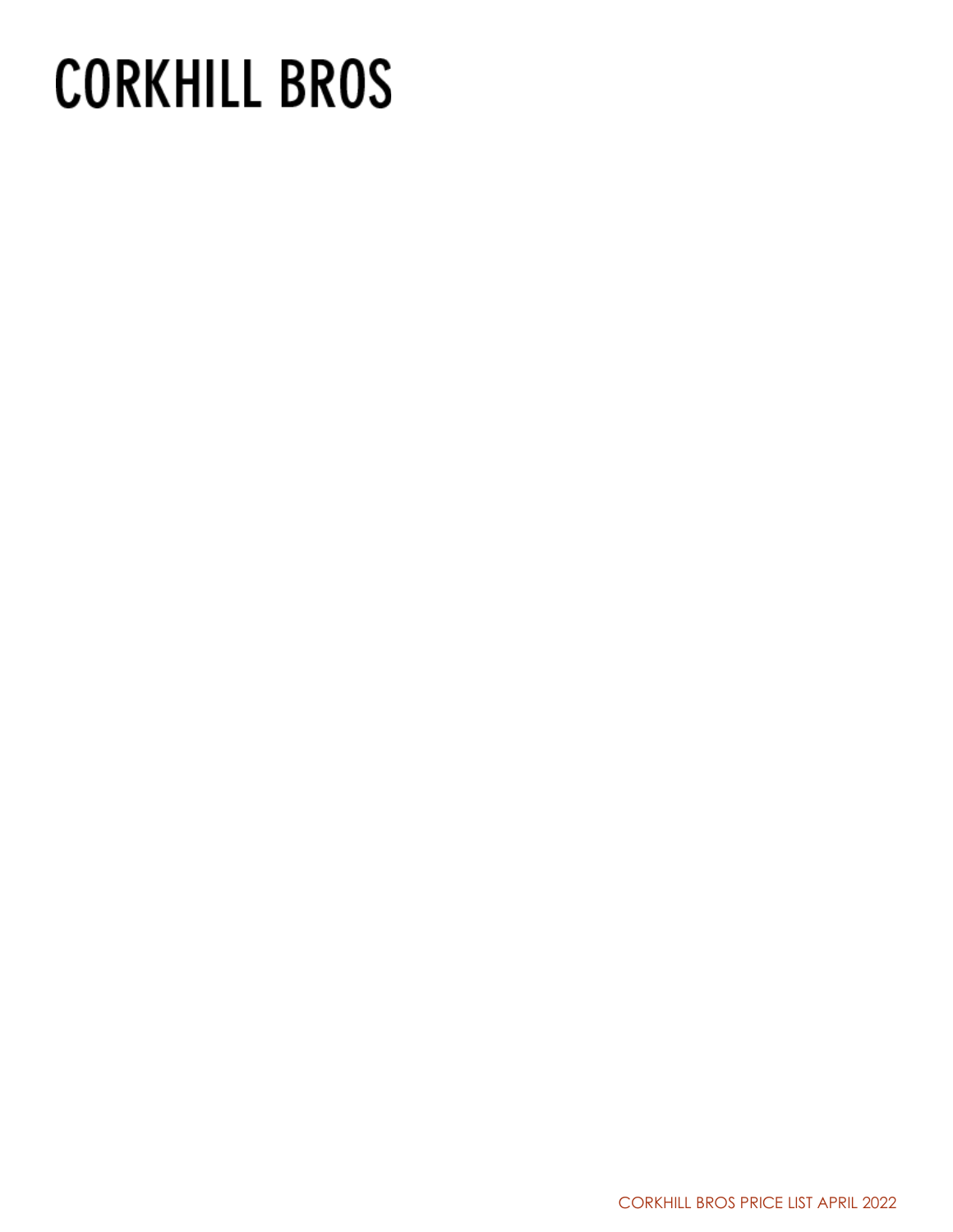# CORKHILL BROS